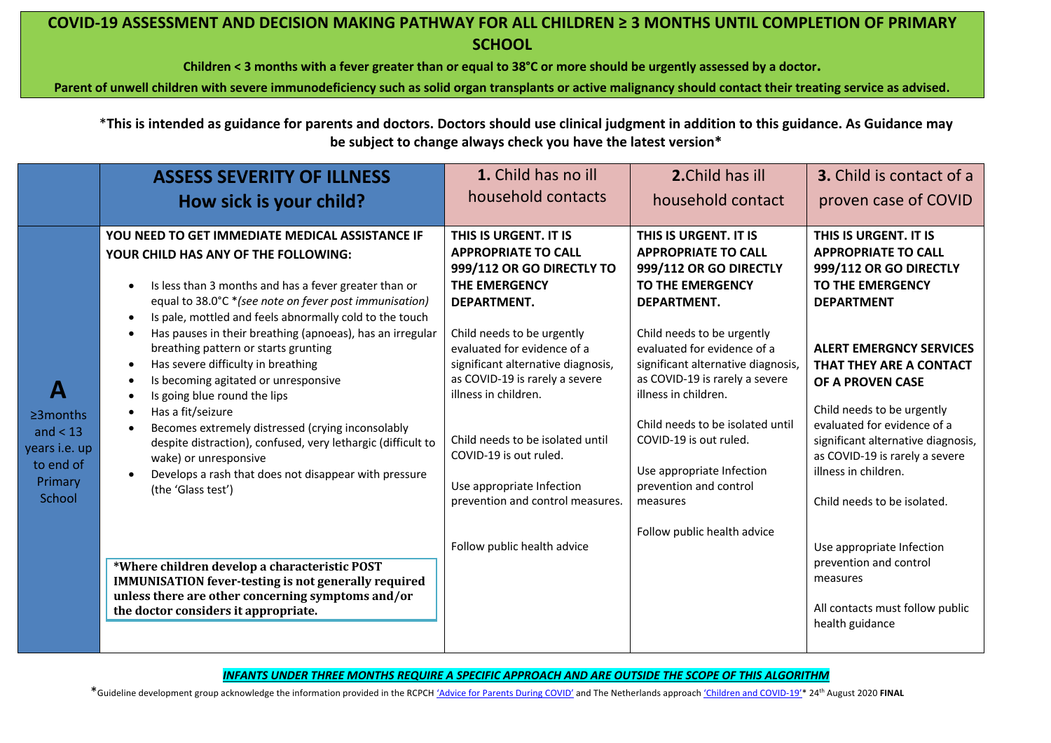# COVID-19 ASSESSMENT AND DECISION MAKING PATHWAY FOR ALL CHILDREN ≥ 3 MONTHS UNTIL COMPLETION OF PRIMARY SCHOOL

**Children < 3 months with a fever greater than or equal to 38°C or more should be urgently assessed by a doctor.**

**Parent of unwell children with severe immunodeficiency such as solid organ transplants or active malignancy should contact their treating service as advised.**

*This is intended as guidance for parents and doctors. Doctors should use clinical judgment in addition to this guidance. As Guidance may be subject to change always check you have the latest version*

| | **ASSESS SEVERITY OF ILLNESS**<br>**How sick is your child?** | **1.** Child has no ill household contacts | **2.** Child has ill household contact | **3.** Child is contact of a proven case of COVID |
|---|---|---|---|---|
| **A**<br>≥3months and < 13 years i.e. up to end of Primary School | **YOU NEED TO GET IMMEDIATE MEDICAL ASSISTANCE IF YOUR CHILD HAS ANY OF THE FOLLOWING:**<br>• Is less than 3 months and has a fever greater than or equal to 38.0°C *(see note on fever post immunisation)*<br>• Is pale, mottled and feels abnormally cold to the touch<br>• Has pauses in their breathing (apnoeas), has an irregular breathing pattern or starts grunting<br>• Has severe difficulty in breathing<br>• Is becoming agitated or unresponsive<br>• Is going blue round the lips<br>• Has a fit/seizure<br>• Becomes extremely distressed (crying inconsolably despite distraction), confused, very lethargic (difficult to wake) or unresponsive<br>• Develops a rash that does not disappear with pressure (the 'Glass test')<br><br>**\*Where children develop a characteristic POST IMMUNISATION fever-testing is not generally required unless there are other concerning symptoms and/or the doctor considers it appropriate.** | **THIS IS URGENT. IT IS APPROPRIATE TO CALL 999/112 OR GO DIRECTLY TO THE EMERGENCY DEPARTMENT.**<br><br>Child needs to be urgently evaluated for evidence of a significant alternative diagnosis, as COVID-19 is rarely a severe illness in children.<br><br>Child needs to be isolated until COVID-19 is out ruled.<br><br>Use appropriate Infection prevention and control measures.<br><br>Follow public health advice | **THIS IS URGENT. IT IS APPROPRIATE TO CALL 999/112 OR GO DIRECTLY TO THE EMERGENCY DEPARTMENT.**<br><br>Child needs to be urgently evaluated for evidence of a significant alternative diagnosis, as COVID-19 is rarely a severe illness in children.<br><br>Child needs to be isolated until COVID-19 is out ruled.<br><br>Use appropriate Infection prevention and control measures<br><br>Follow public health advice | **THIS IS URGENT. IT IS APPROPRIATE TO CALL 999/112 OR GO DIRECTLY TO THE EMERGENCY DEPARTMENT**<br><br>**ALERT EMERGNCY SERVICES THAT THEY ARE A CONTACT OF A PROVEN CASE**<br><br>Child needs to be urgently evaluated for evidence of a significant alternative diagnosis, as COVID-19 is rarely a severe illness in children.<br><br>Child needs to be isolated.<br><br>Use appropriate Infection prevention and control measures<br><br>All contacts must follow public health guidance |

***INFANTS UNDER THREE MONTHS REQUIRE A SPECIFIC APPROACH AND ARE OUTSIDE THE SCOPE OF THIS ALGORITHM***

*Guideline development group acknowledge the information provided in the RCPCH 'Advice for Parents During COVID' and The Netherlands approach 'Children and COVID-19'* 24th August 2020 **FINAL**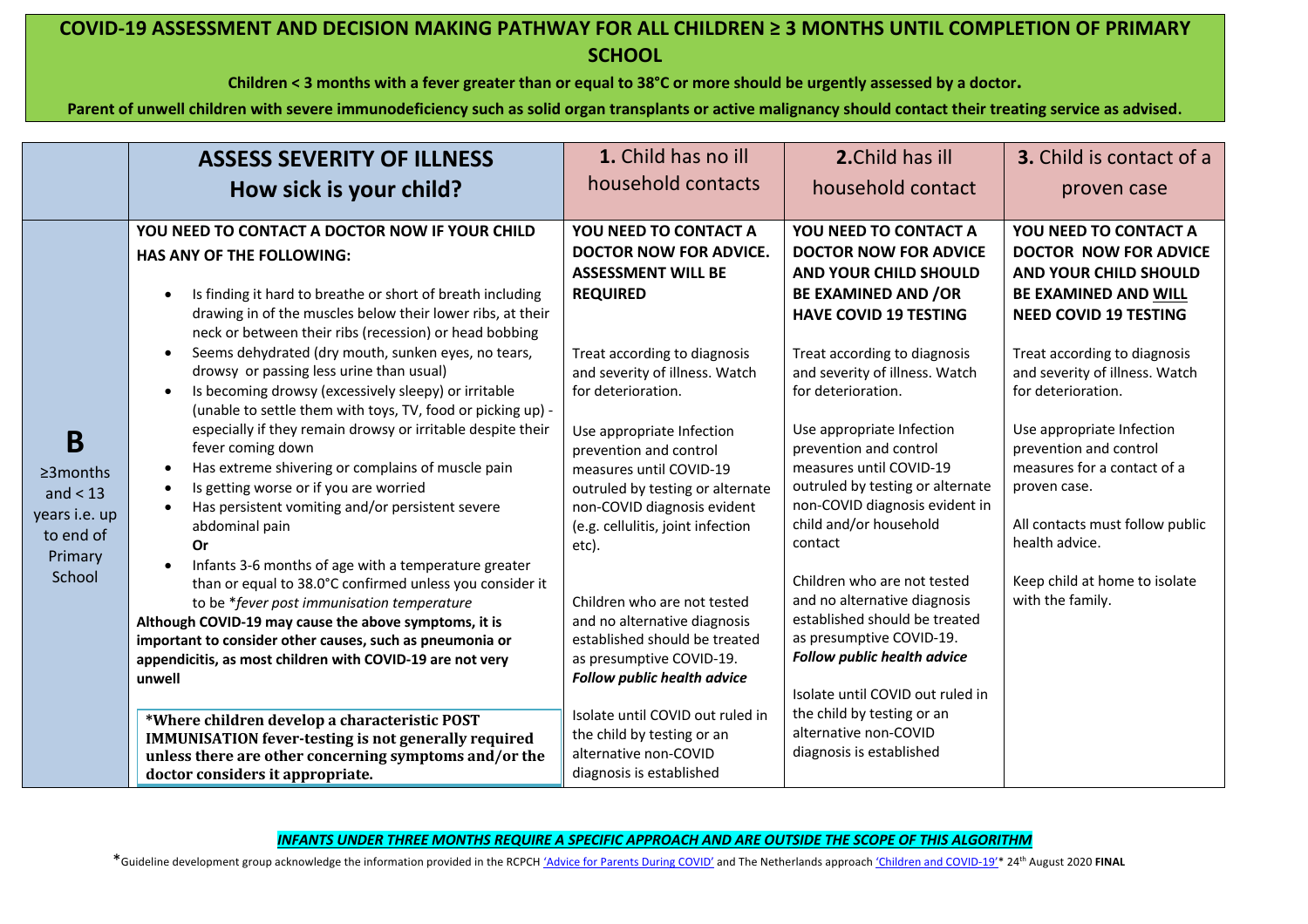# COVID-19 ASSESSMENT AND DECISION MAKING PATHWAY FOR ALL CHILDREN ≥ 3 MONTHS UNTIL COMPLETION OF PRIMARY SCHOOL

**Children < 3 months with a fever greater than or equal to 38°C or more should be urgently assessed by a doctor.**

**Parent of unwell children with severe immunodeficiency such as solid organ transplants or active malignancy should contact their treating service as advised.**

| | **ASSESS SEVERITY OF ILLNESS**<br>**How sick is your child?** | **1.** Child has no ill household contacts | **2.** Child has ill household contact | **3.** Child is contact of a proven case |
|---|---|---|---|---|
| **B**<br>≥3months and < 13 years i.e. up to end of Primary School | **YOU NEED TO CONTACT A DOCTOR NOW IF YOUR CHILD HAS ANY OF THE FOLLOWING:**<br>• Is finding it hard to breathe or short of breath including drawing in of the muscles below their lower ribs, at their neck or between their ribs (recession) or head bobbing<br>• Seems dehydrated (dry mouth, sunken eyes, no tears, drowsy or passing less urine than usual)<br>• Is becoming drowsy (excessively sleepy) or irritable (unable to settle them with toys, TV, food or picking up) - especially if they remain drowsy or irritable despite their fever coming down<br>• Has extreme shivering or complains of muscle pain<br>• Is getting worse or if you are worried<br>• Has persistent vomiting and/or persistent severe abdominal pain<br>**Or**<br>• Infants 3-6 months of age with a temperature greater than or equal to 38.0°C confirmed unless you consider it to be **fever post immunisation temperature*<br>**Although COVID-19 may cause the above symptoms, it is important to consider other causes, such as pneumonia or appendicitis, as most children with COVID-19 are not very unwell**<br><br>***Where children develop a characteristic POST IMMUNISATION fever-testing is not generally required unless there are other concerning symptoms and/or the doctor considers it appropriate.** | **YOU NEED TO CONTACT A DOCTOR NOW FOR ADVICE. ASSESSMENT WILL BE REQUIRED**<br><br>Treat according to diagnosis and severity of illness. Watch for deterioration.<br><br>Use appropriate Infection prevention and control measures until COVID-19 outruled by testing or alternate non-COVID diagnosis evident (e.g. cellulitis, joint infection etc).<br><br>Children who are not tested and no alternative diagnosis established should be treated as presumptive COVID-19. ***Follow public health advice***<br><br>Isolate until COVID out ruled in the child by testing or an alternative non-COVID diagnosis is established | **YOU NEED TO CONTACT A DOCTOR NOW FOR ADVICE AND YOUR CHILD SHOULD BE EXAMINED AND /OR HAVE COVID 19 TESTING**<br><br>Treat according to diagnosis and severity of illness. Watch for deterioration.<br><br>Use appropriate Infection prevention and control measures until COVID-19 outruled by testing or alternate non-COVID diagnosis evident in child and/or household contact<br><br>Children who are not tested and no alternative diagnosis established should be treated as presumptive COVID-19. ***Follow public health advice***<br><br>Isolate until COVID out ruled in the child by testing or an alternative non-COVID diagnosis is established | **YOU NEED TO CONTACT A DOCTOR NOW FOR ADVICE AND YOUR CHILD SHOULD BE EXAMINED AND WILL NEED COVID 19 TESTING**<br><br>Treat according to diagnosis and severity of illness. Watch for deterioration.<br><br>Use appropriate Infection prevention and control measures for a contact of a proven case.<br><br>All contacts must follow public health advice.<br><br>Keep child at home to isolate with the family. |

***INFANTS UNDER THREE MONTHS REQUIRE A SPECIFIC APPROACH AND ARE OUTSIDE THE SCOPE OF THIS ALGORITHM***

*Guideline development group acknowledge the information provided in the RCPCH 'Advice for Parents During COVID' and The Netherlands approach 'Children and COVID-19'* 24th August 2020 **FINAL**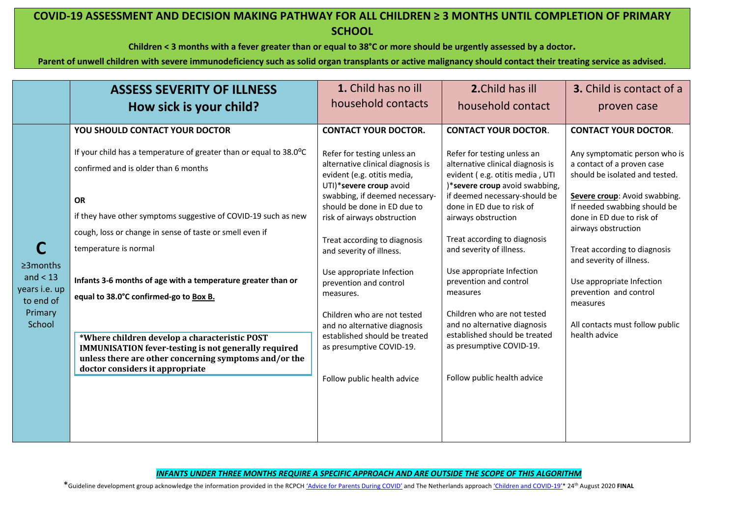# COVID-19 ASSESSMENT AND DECISION MAKING PATHWAY FOR ALL CHILDREN ≥ 3 MONTHS UNTIL COMPLETION OF PRIMARY SCHOOL

**Children < 3 months with a fever greater than or equal to 38°C or more should be urgently assessed by a doctor.**

**Parent of unwell children with severe immunodeficiency such as solid organ transplants or active malignancy should contact their treating service as advised.**

| | **ASSESS SEVERITY OF ILLNESS**<br>**How sick is your child?** | **1.** Child has no ill household contacts | **2.** Child has ill household contact | **3.** Child is contact of a proven case |
|---|---|---|---|---|
| **C**<br>≥3months and < 13 years i.e. up to end of Primary School | **YOU SHOULD CONTACT YOUR DOCTOR**<br><br>If your child has a temperature of greater than or equal to 38.0$^{0}$C confirmed and is older than 6 months<br><br>**OR**<br>if they have other symptoms suggestive of COVID-19 such as new cough, loss or change in sense of taste or smell even if temperature is normal<br><br>**Infants 3-6 months of age with a temperature greater than or equal to 38.0°C confirmed-go to Box B.**<br><br>**\*Where children develop a characteristic POST IMMUNISATION fever-testing is not generally required unless there are other concerning symptoms and/or the doctor considers it appropriate** | **CONTACT YOUR DOCTOR.**<br><br>Refer for testing unless an alternative clinical diagnosis is evident (e.g. otitis media, UTI)\***severe croup** avoid swabbing, if deemed necessary-should be done in ED due to risk of airways obstruction<br><br>Treat according to diagnosis and severity of illness.<br><br>Use appropriate Infection prevention and control measures.<br><br>Children who are not tested and no alternative diagnosis established should be treated as presumptive COVID-19.<br><br>Follow public health advice | **CONTACT YOUR DOCTOR**.<br><br>Refer for testing unless an alternative clinical diagnosis is evident ( e.g. otitis media , UTI )\***severe croup** avoid swabbing, if deemed necessary-should be done in ED due to risk of airways obstruction<br><br>Treat according to diagnosis and severity of illness.<br><br>Use appropriate Infection prevention and control measures<br><br>Children who are not tested and no alternative diagnosis established should be treated as presumptive COVID-19.<br><br>Follow public health advice | **CONTACT YOUR DOCTOR**.<br><br>Any symptomatic person who is a contact of a proven case should be isolated and tested.<br><br>**Severe croup**: Avoid swabbing. If needed swabbing should be done in ED due to risk of airways obstruction<br><br>Treat according to diagnosis and severity of illness.<br><br>Use appropriate Infection prevention and control measures<br><br>All contacts must follow public health advice |

***INFANTS UNDER THREE MONTHS REQUIRE A SPECIFIC APPROACH AND ARE OUTSIDE THE SCOPE OF THIS ALGORITHM***

\*Guideline development group acknowledge the information provided in the RCPCH 'Advice for Parents During COVID' and The Netherlands approach 'Children and COVID-19'\* 24th August 2020 **FINAL**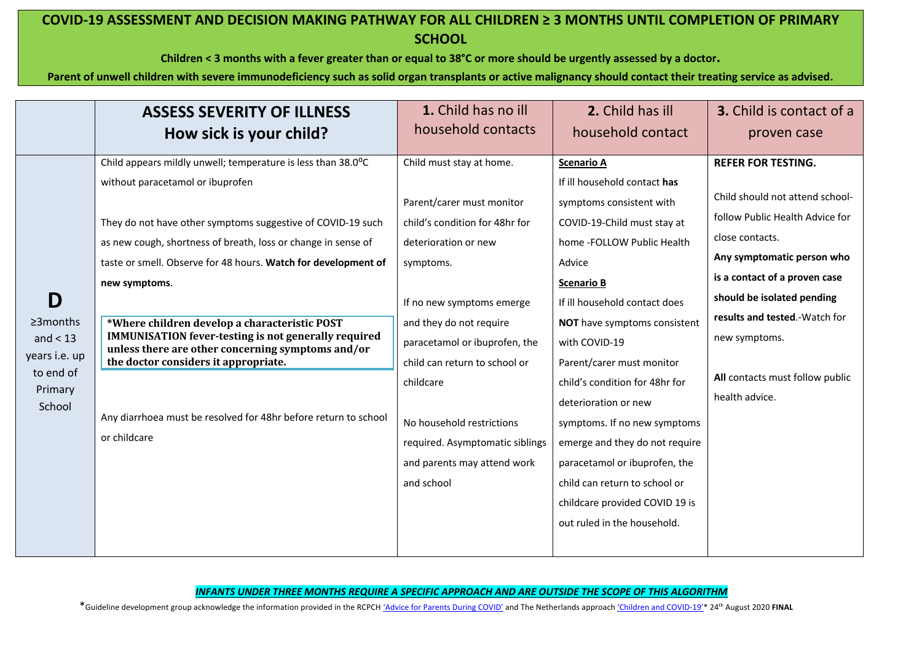# COVID-19 ASSESSMENT AND DECISION MAKING PATHWAY FOR ALL CHILDREN ≥ 3 MONTHS UNTIL COMPLETION OF PRIMARY SCHOOL

**Children < 3 months with a fever greater than or equal to 38°C or more should be urgently assessed by a doctor.**

**Parent of unwell children with severe immunodeficiency such as solid organ transplants or active malignancy should contact their treating service as advised.**

| | ASSESS SEVERITY OF ILLNESS How sick is your child? | **1.** Child has no ill household contacts | **2.** Child has ill household contact | **3.** Child is contact of a proven case |
|---|---|---|---|---|
| **D** ≥3months and < 13 years i.e. up to end of Primary School | Child appears mildly unwell; temperature is less than 38.0°C without paracetamol or ibuprofen<br><br>They do not have other symptoms suggestive of COVID-19 such as new cough, shortness of breath, loss or change in sense of taste or smell. Observe for 48 hours. **Watch for development of new symptoms**.<br><br>**\*Where children develop a characteristic POST IMMUNISATION fever-testing is not generally required unless there are other concerning symptoms and/or the doctor considers it appropriate.**<br><br>Any diarrhoea must be resolved for 48hr before return to school or childcare | Child must stay at home.<br><br>Parent/carer must monitor child's condition for 48hr for deterioration or new symptoms.<br><br>If no new symptoms emerge and they do not require paracetamol or ibuprofen, the child can return to school or childcare<br><br>No household restrictions required. Asymptomatic siblings and parents may attend work and school | **Scenario A**<br>If ill household contact **has** symptoms consistent with COVID-19-Child must stay at home -FOLLOW Public Health Advice<br>**Scenario B**<br>If ill household contact does **NOT** have symptoms consistent with COVID-19<br>Parent/carer must monitor child's condition for 48hr for deterioration or new symptoms. If no new symptoms emerge and they do not require paracetamol or ibuprofen, the child can return to school or childcare provided COVID 19 is out ruled in the household. | **REFER FOR TESTING.**<br><br>Child should not attend school-follow Public Health Advice for close contacts.<br>**Any symptomatic person who is a contact of a proven case should be isolated pending results and tested**.-Watch for new symptoms.<br><br>**All** contacts must follow public health advice. |

***INFANTS UNDER THREE MONTHS REQUIRE A SPECIFIC APPROACH AND ARE OUTSIDE THE SCOPE OF THIS ALGORITHM***

\*Guideline development group acknowledge the information provided in the RCPCH 'Advice for Parents During COVID' and The Netherlands approach 'Children and COVID-19'\* 24th August 2020 **FINAL**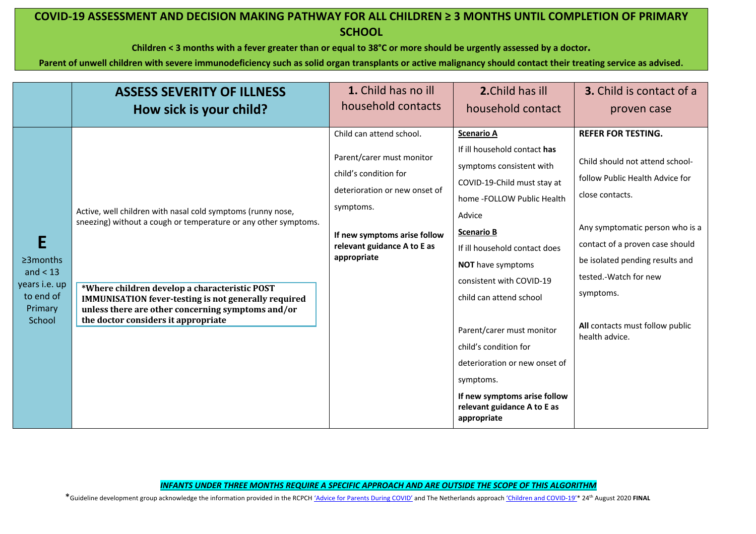# COVID-19 ASSESSMENT AND DECISION MAKING PATHWAY FOR ALL CHILDREN ≥ 3 MONTHS UNTIL COMPLETION OF PRIMARY SCHOOL

**Children < 3 months with a fever greater than or equal to 38°C or more should be urgently assessed by a doctor.**

**Parent of unwell children with severe immunodeficiency such as solid organ transplants or active malignancy should contact their treating service as advised.**

| | **ASSESS SEVERITY OF ILLNESS**<br>**How sick is your child?** | **1.** Child has no ill household contacts | **2.** Child has ill household contact | **3.** Child is contact of a proven case |
|---|---|---|---|---|
| **E**<br>≥3months and < 13 years i.e. up to end of Primary School | Active, well children with nasal cold symptoms (runny nose, sneezing) without a cough or temperature or any other symptoms.<br><br>**\*Where children develop a characteristic POST IMMUNISATION fever-testing is not generally required unless there are other concerning symptoms and/or the doctor considers it appropriate** | Child can attend school.<br><br>Parent/carer must monitor child's condition for deterioration or new onset of symptoms.<br><br>**If new symptoms arise follow relevant guidance A to E as appropriate** | **Scenario A**<br>If ill household contact **has** symptoms consistent with COVID-19-Child must stay at home -FOLLOW Public Health Advice<br>**Scenario B**<br>If ill household contact does **NOT** have symptoms consistent with COVID-19 child can attend school<br><br>Parent/carer must monitor child's condition for deterioration or new onset of symptoms.<br>**If new symptoms arise follow relevant guidance A to E as appropriate** | **REFER FOR TESTING.**<br><br>Child should not attend school-follow Public Health Advice for close contacts.<br><br>Any symptomatic person who is a contact of a proven case should be isolated pending results and tested.-Watch for new symptoms.<br><br>**All** contacts must follow public health advice. |

***INFANTS UNDER THREE MONTHS REQUIRE A SPECIFIC APPROACH AND ARE OUTSIDE THE SCOPE OF THIS ALGORITHM***

*Guideline development group acknowledge the information provided in the RCPCH 'Advice for Parents During COVID' and The Netherlands approach 'Children and COVID-19'* 24th August 2020 **FINAL**